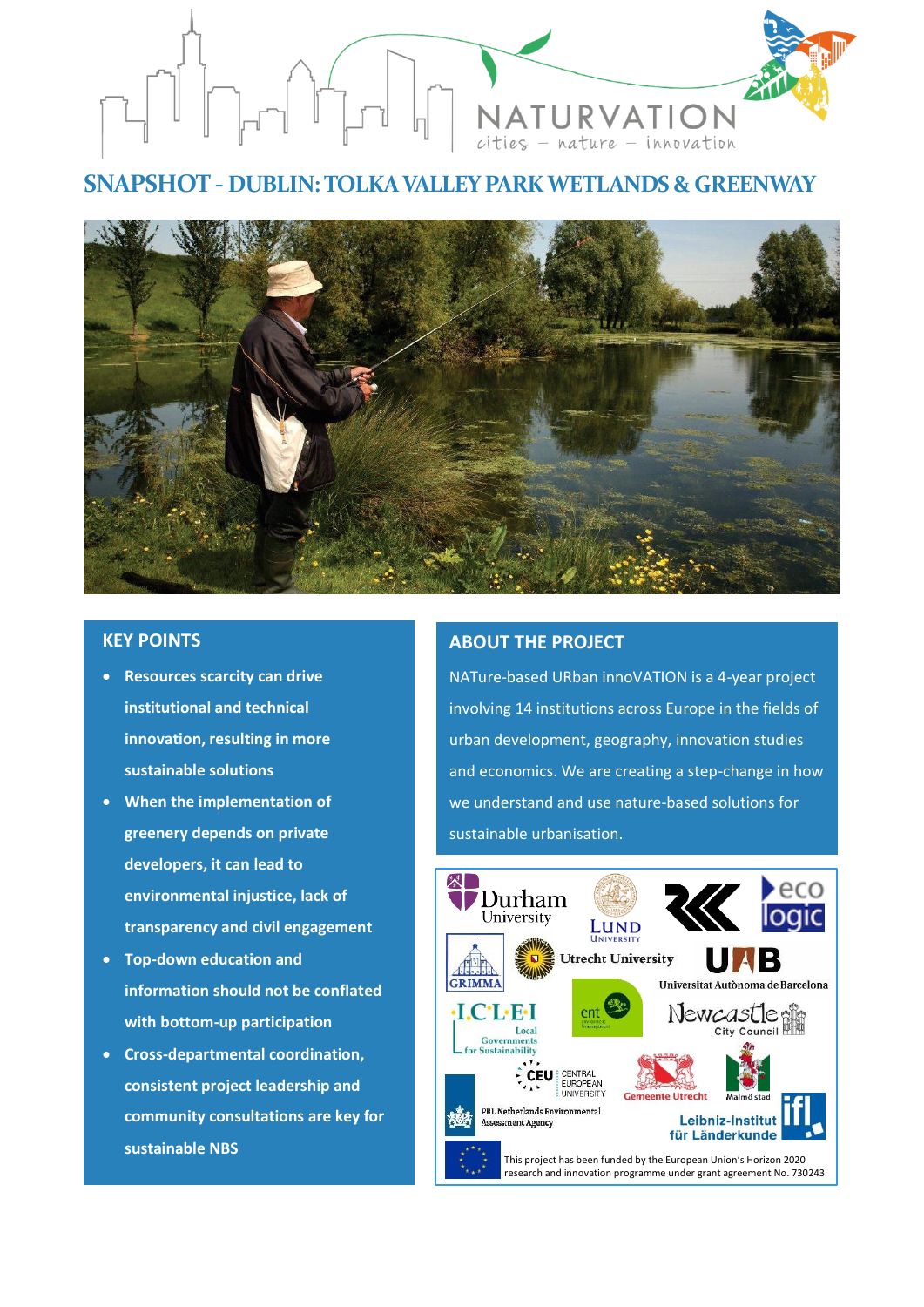# SNAPSHOT - DUBLIN: TOLKA VALLEY PARK WETLANDS & GREENWAY

## KEY POINTS

- **Resources scarcity can drive institutional and technical innovation, resulting in more sustainable solutions**
- **When the implementation of greenery depends on private developers, it can lead to environmental injustice, lack of transparency and civil engagement**
- **Top-down education and information should not be conflated with bottom-up participation**
- **Cross-departmental coordination, consistent project leadership and community consultations are key for sustainable NBS**

## ABOUT THE PROJECT

NATure-based URban innoVATION is a 4-year project involving 14 institutions across Europe in the fields of urban development, geography, innovation studies and economics. We are creating a step-change in how we understand and use nature-based solutions for sustainable urbanisation.

This project has been funded by the European Union's Horizon 2020 research and innovation programme under grant agreement No. 730243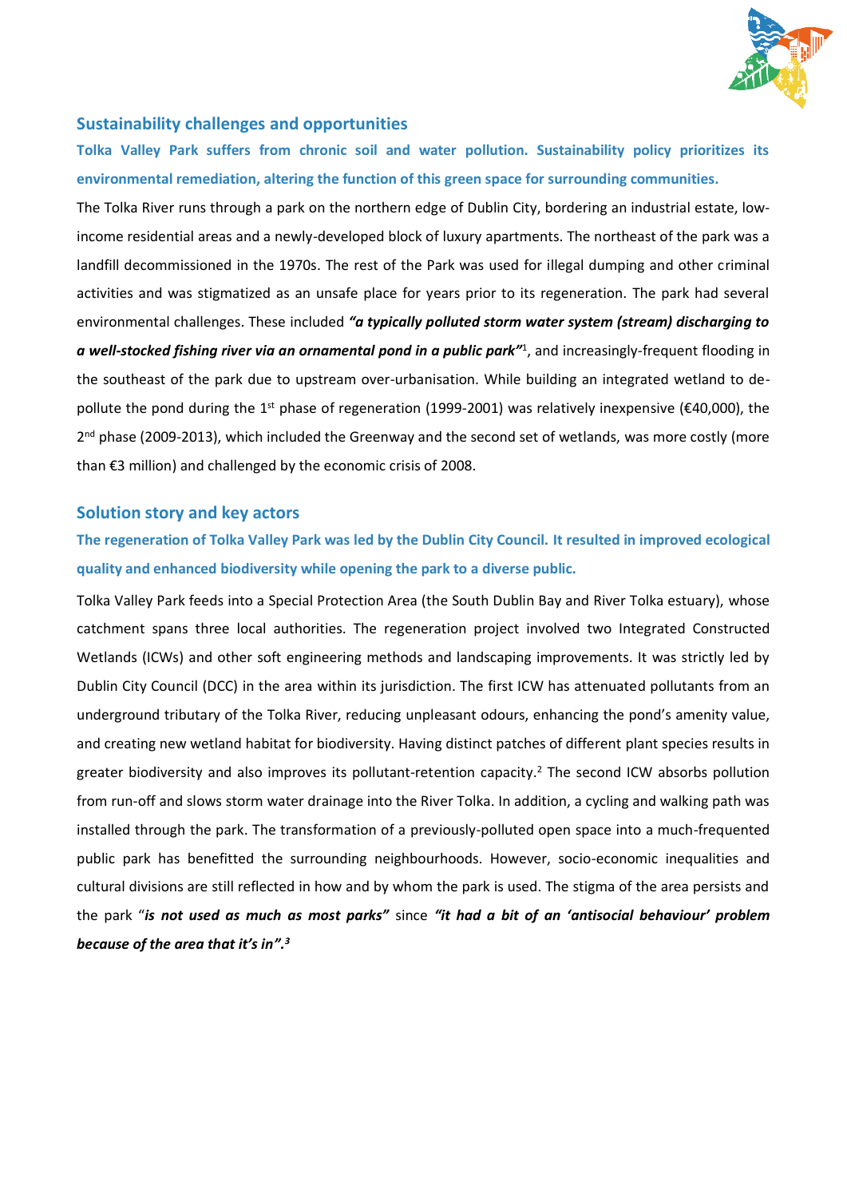## Sustainability challenges and opportunities

**Tolka Valley Park suffers from chronic soil and water pollution. Sustainability policy prioritizes its environmental remediation, altering the function of this green space for surrounding communities.**

The Tolka River runs through a park on the northern edge of Dublin City, bordering an industrial estate, low-income residential areas and a newly-developed block of luxury apartments. The northeast of the park was a landfill decommissioned in the 1970s. The rest of the Park was used for illegal dumping and other criminal activities and was stigmatized as an unsafe place for years prior to its regeneration. The park had several environmental challenges. These included ***"a typically polluted storm water system (stream) discharging to a well-stocked fishing river via an ornamental pond in a public park"***[1], and increasingly-frequent flooding in the southeast of the park due to upstream over-urbanisation. While building an integrated wetland to de-pollute the pond during the 1st phase of regeneration (1999-2001) was relatively inexpensive (€40,000), the 2nd phase (2009-2013), which included the Greenway and the second set of wetlands, was more costly (more than €3 million) and challenged by the economic crisis of 2008.

## Solution story and key actors

**The regeneration of Tolka Valley Park was led by the Dublin City Council. It resulted in improved ecological quality and enhanced biodiversity while opening the park to a diverse public.**

Tolka Valley Park feeds into a Special Protection Area (the South Dublin Bay and River Tolka estuary), whose catchment spans three local authorities. The regeneration project involved two Integrated Constructed Wetlands (ICWs) and other soft engineering methods and landscaping improvements. It was strictly led by Dublin City Council (DCC) in the area within its jurisdiction. The first ICW has attenuated pollutants from an underground tributary of the Tolka River, reducing unpleasant odours, enhancing the pond's amenity value, and creating new wetland habitat for biodiversity. Having distinct patches of different plant species results in greater biodiversity and also improves its pollutant-retention capacity.[2] The second ICW absorbs pollution from run-off and slows storm water drainage into the River Tolka. In addition, a cycling and walking path was installed through the park. The transformation of a previously-polluted open space into a much-frequented public park has benefitted the surrounding neighbourhoods. However, socio-economic inequalities and cultural divisions are still reflected in how and by whom the park is used. The stigma of the area persists and the park "***is not used as much as most parks"*** since ***"it had a bit of an 'antisocial behaviour' problem because of the area that it's in".***[3]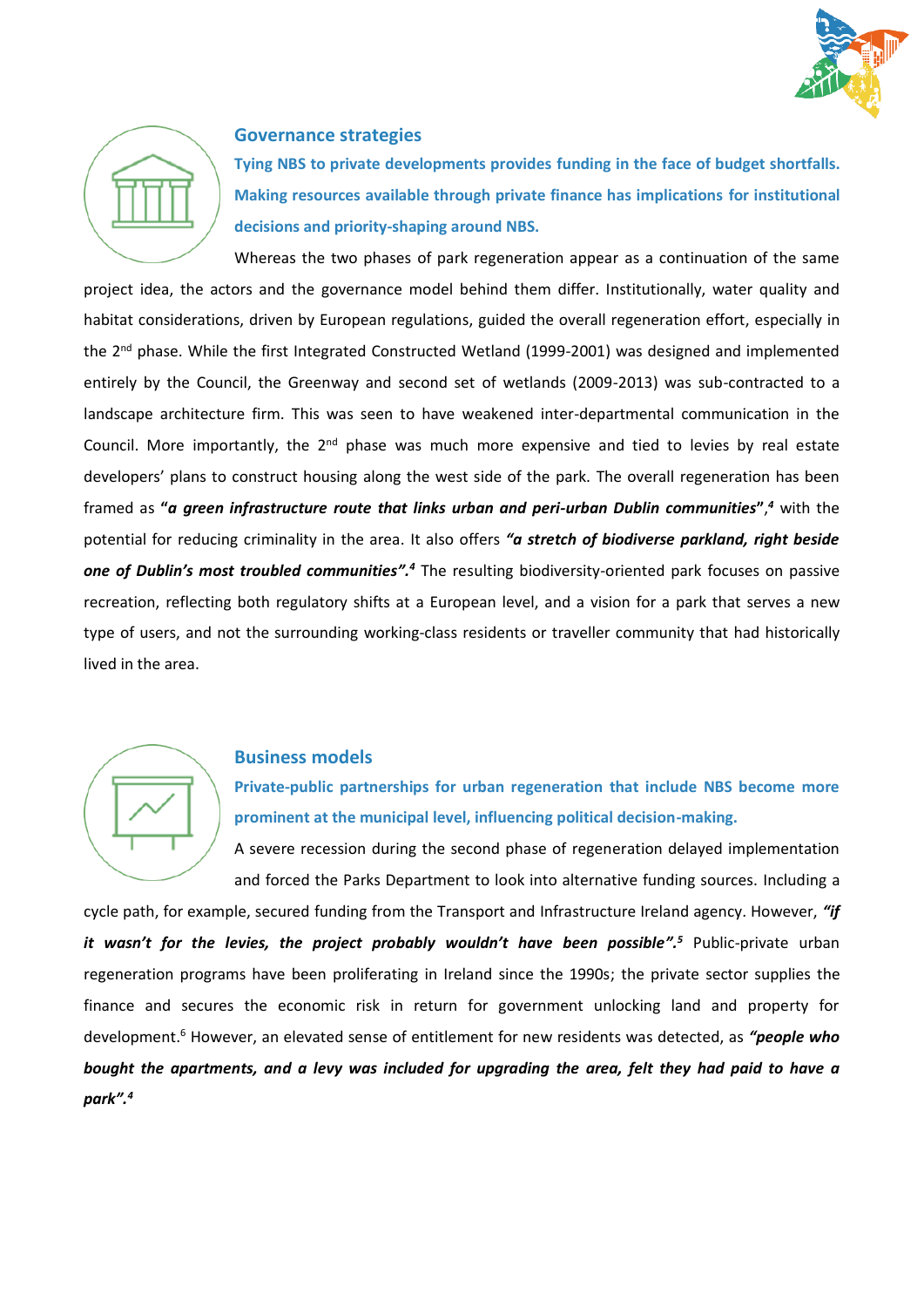## Governance strategies

**Tying NBS to private developments provides funding in the face of budget shortfalls. Making resources available through private finance has implications for institutional decisions and priority-shaping around NBS.**

Whereas the two phases of park regeneration appear as a continuation of the same project idea, the actors and the governance model behind them differ. Institutionally, water quality and habitat considerations, driven by European regulations, guided the overall regeneration effort, especially in the 2nd phase. While the first Integrated Constructed Wetland (1999-2001) was designed and implemented entirely by the Council, the Greenway and second set of wetlands (2009-2013) was sub-contracted to a landscape architecture firm. This was seen to have weakened inter-departmental communication in the Council. More importantly, the 2nd phase was much more expensive and tied to levies by real estate developers' plans to construct housing along the west side of the park. The overall regeneration has been framed as ***"a green infrastructure route that links urban and peri-urban Dublin communities"***,[4] with the potential for reducing criminality in the area. It also offers ***"a stretch of biodiverse parkland, right beside one of Dublin's most troubled communities".***[4] The resulting biodiversity-oriented park focuses on passive recreation, reflecting both regulatory shifts at a European level, and a vision for a park that serves a new type of users, and not the surrounding working-class residents or traveller community that had historically lived in the area.

## Business models

**Private-public partnerships for urban regeneration that include NBS become more prominent at the municipal level, influencing political decision-making.**

A severe recession during the second phase of regeneration delayed implementation and forced the Parks Department to look into alternative funding sources. Including a cycle path, for example, secured funding from the Transport and Infrastructure Ireland agency. However, ***"if it wasn't for the levies, the project probably wouldn't have been possible".***[5] Public-private urban regeneration programs have been proliferating in Ireland since the 1990s; the private sector supplies the finance and secures the economic risk in return for government unlocking land and property for development.[6] However, an elevated sense of entitlement for new residents was detected, as ***"people who bought the apartments, and a levy was included for upgrading the area, felt they had paid to have a park".***[4]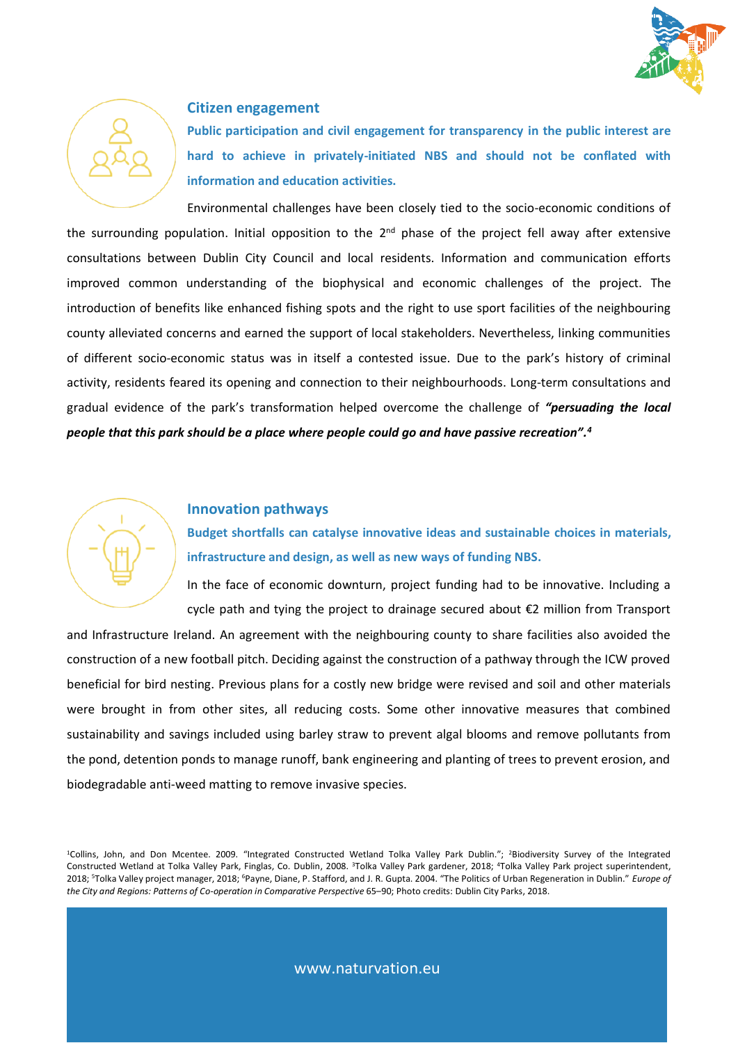## Citizen engagement

**Public participation and civil engagement for transparency in the public interest are hard to achieve in privately-initiated NBS and should not be conflated with information and education activities.**

Environmental challenges have been closely tied to the socio-economic conditions of the surrounding population. Initial opposition to the 2nd phase of the project fell away after extensive consultations between Dublin City Council and local residents. Information and communication efforts improved common understanding of the biophysical and economic challenges of the project. The introduction of benefits like enhanced fishing spots and the right to use sport facilities of the neighbouring county alleviated concerns and earned the support of local stakeholders. Nevertheless, linking communities of different socio-economic status was in itself a contested issue. Due to the park's history of criminal activity, residents feared its opening and connection to their neighbourhoods. Long-term consultations and gradual evidence of the park's transformation helped overcome the challenge of ***"persuading the local people that this park should be a place where people could go and have passive recreation".[4]***

## Innovation pathways

**Budget shortfalls can catalyse innovative ideas and sustainable choices in materials, infrastructure and design, as well as new ways of funding NBS.**

In the face of economic downturn, project funding had to be innovative. Including a cycle path and tying the project to drainage secured about €2 million from Transport and Infrastructure Ireland. An agreement with the neighbouring county to share facilities also avoided the construction of a new football pitch. Deciding against the construction of a pathway through the ICW proved beneficial for bird nesting. Previous plans for a costly new bridge were revised and soil and other materials were brought in from other sites, all reducing costs. Some other innovative measures that combined sustainability and savings included using barley straw to prevent algal blooms and remove pollutants from the pond, detention ponds to manage runoff, bank engineering and planting of trees to prevent erosion, and biodegradable anti-weed matting to remove invasive species.

[1]Collins, John, and Don Mcentee. 2009. "Integrated Constructed Wetland Tolka Valley Park Dublin."; [2]Biodiversity Survey of the Integrated Constructed Wetland at Tolka Valley Park, Finglas, Co. Dublin, 2008. [3]Tolka Valley Park gardener, 2018; [4]Tolka Valley Park project superintendent, 2018; [5]Tolka Valley project manager, 2018; [6]Payne, Diane, P. Stafford, and J. R. Gupta. 2004. "The Politics of Urban Regeneration in Dublin." *Europe of the City and Regions: Patterns of Co-operation in Comparative Perspective* 65–90; Photo credits: Dublin City Parks, 2018.

www.naturvation.eu